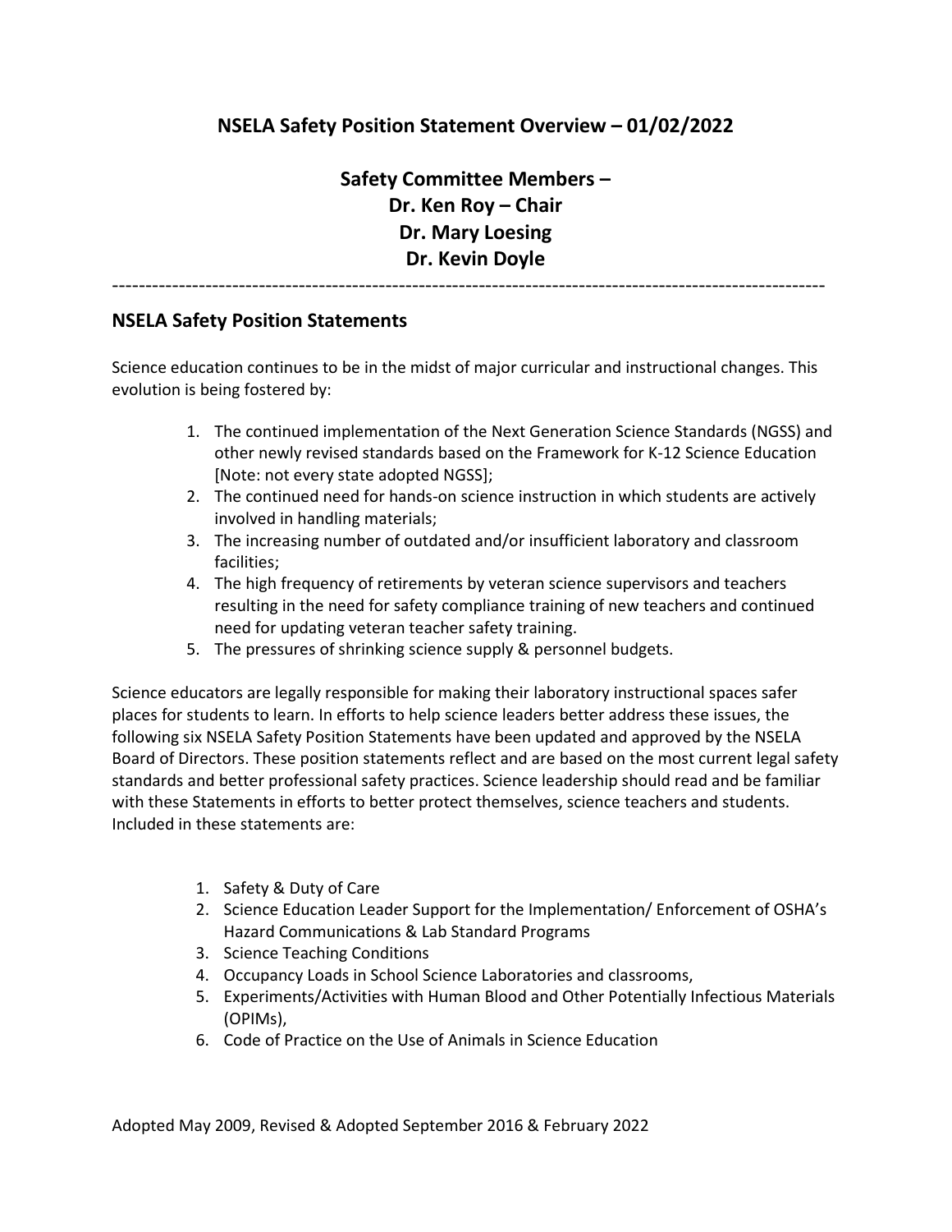# NSELA Safety Position Statement Overview – 01/02/2022

## Safety Committee Members – Dr. Ken Roy – Chair Dr. Mary Loesing Dr. Kevin Doyle

---

## NSELA Safety Position Statements

Science education continues to be in the midst of major curricular and instructional changes. This evolution is being fostered by:

1. The continued implementation of the Next Generation Science Standards (NGSS) and other newly revised standards based on the Framework for K-12 Science Education [Note: not every state adopted NGSS];
2. The continued need for hands-on science instruction in which students are actively involved in handling materials;
3. The increasing number of outdated and/or insufficient laboratory and classroom facilities;
4. The high frequency of retirements by veteran science supervisors and teachers resulting in the need for safety compliance training of new teachers and continued need for updating veteran teacher safety training.
5. The pressures of shrinking science supply & personnel budgets.

Science educators are legally responsible for making their laboratory instructional spaces safer places for students to learn. In efforts to help science leaders better address these issues, the following six NSELA Safety Position Statements have been updated and approved by the NSELA Board of Directors. These position statements reflect and are based on the most current legal safety standards and better professional safety practices. Science leadership should read and be familiar with these Statements in efforts to better protect themselves, science teachers and students. Included in these statements are:

1. Safety & Duty of Care
2. Science Education Leader Support for the Implementation/ Enforcement of OSHA's Hazard Communications & Lab Standard Programs
3. Science Teaching Conditions
4. Occupancy Loads in School Science Laboratories and classrooms,
5. Experiments/Activities with Human Blood and Other Potentially Infectious Materials (OPIMs),
6. Code of Practice on the Use of Animals in Science Education

Adopted May 2009, Revised & Adopted September 2016 & February 2022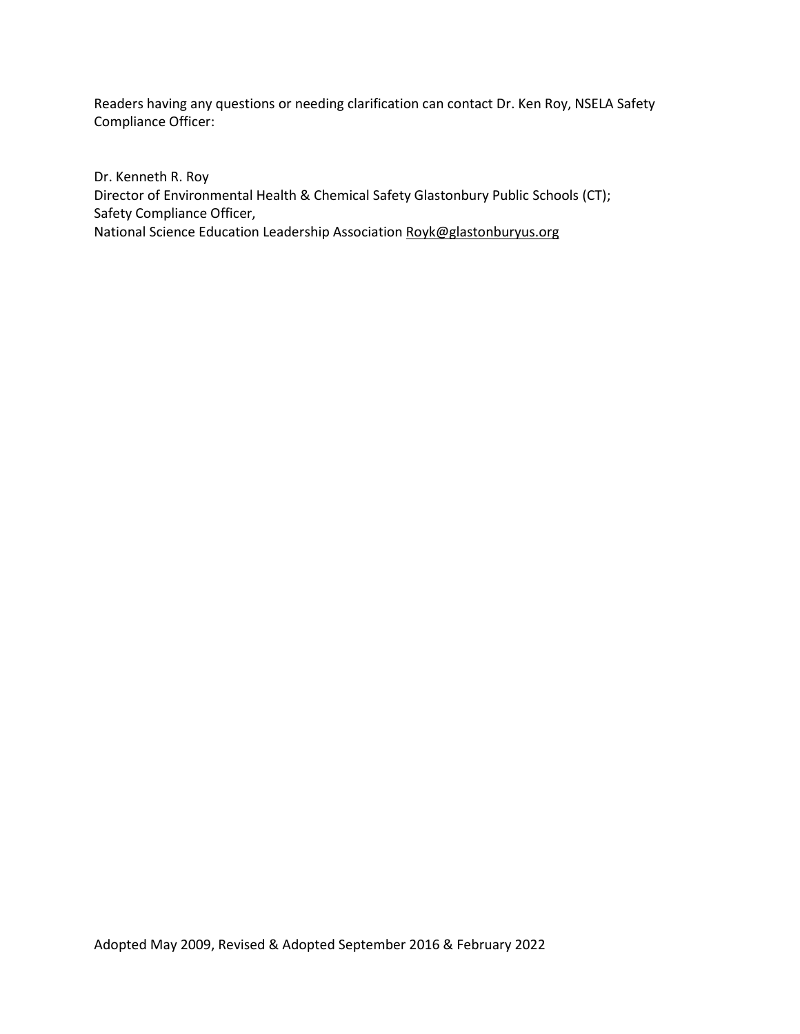Readers having any questions or needing clarification can contact Dr. Ken Roy, NSELA Safety Compliance Officer:

Dr. Kenneth R. Roy
Director of Environmental Health & Chemical Safety Glastonbury Public Schools (CT);
Safety Compliance Officer,
National Science Education Leadership Association Royk@glastonburyus.org

Adopted May 2009, Revised & Adopted September 2016 & February 2022